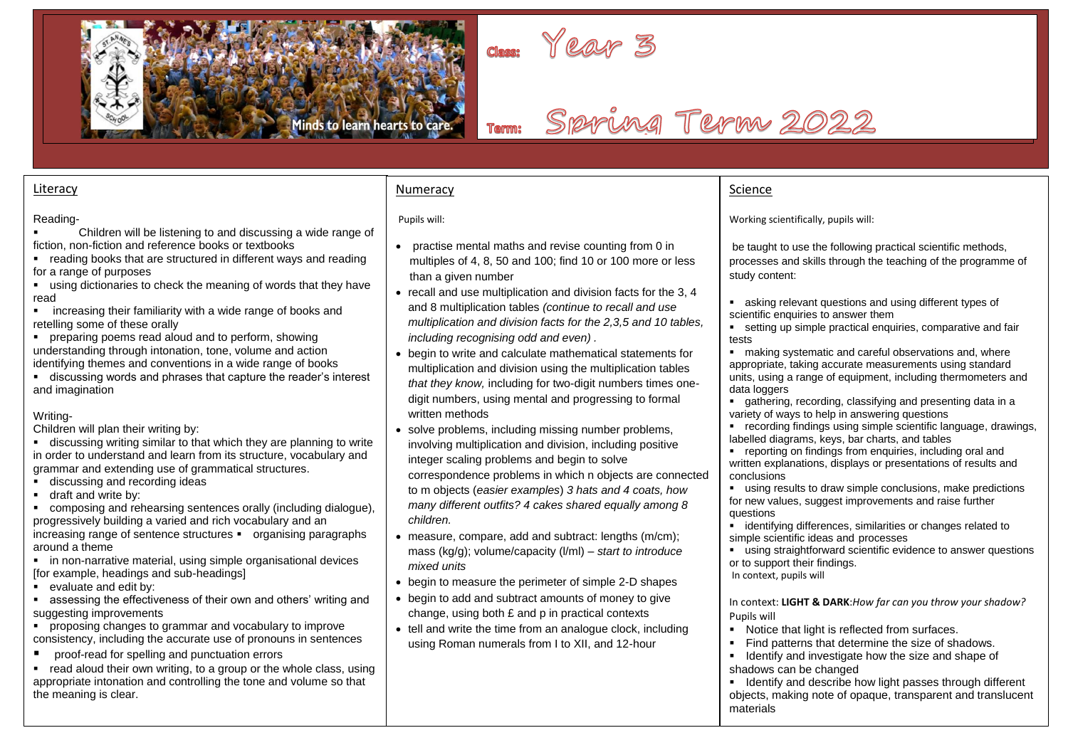Minds to learn hearts to care.

**Class:** Year 3

**Term:** Spring Term 2022

## Literacy

Reading-

- Children will be listening to and discussing a wide range of fiction, non-fiction and reference books or textbooks
- reading books that are structured in different ways and reading for a range of purposes
- using dictionaries to check the meaning of words that they have read
- increasing their familiarity with a wide range of books and retelling some of these orally
- preparing poems read aloud and to perform, showing understanding through intonation, tone, volume and action identifying themes and conventions in a wide range of books
- discussing words and phrases that capture the reader's interest and imagination

Writing-

Children will plan their writing by:

- discussing writing similar to that which they are planning to write in order to understand and learn from its structure, vocabulary and grammar and extending use of grammatical structures.
- discussing and recording ideas
- draft and write by:
- composing and rehearsing sentences orally (including dialogue), progressively building a varied and rich vocabulary and an increasing range of sentence structures ▪ organising paragraphs around a theme
- in non-narrative material, using simple organisational devices [for example, headings and sub-headings]
- evaluate and edit by:
- assessing the effectiveness of their own and others' writing and suggesting improvements
- proposing changes to grammar and vocabulary to improve consistency, including the accurate use of pronouns in sentences
- proof-read for spelling and punctuation errors
- read aloud their own writing, to a group or the whole class, using appropriate intonation and controlling the tone and volume so that the meaning is clear.

## Numeracy

Pupils will:

- practise mental maths and revise counting from 0 in multiples of 4, 8, 50 and 100; find 10 or 100 more or less than a given number
- recall and use multiplication and division facts for the 3, 4 and 8 multiplication tables *(continue to recall and use multiplication and division facts for the 2,3,5 and 10 tables, including recognising odd and even)* .
- begin to write and calculate mathematical statements for multiplication and division using the multiplication tables *that they know,* including for two-digit numbers times one-digit numbers, using mental and progressing to formal written methods
- solve problems, including missing number problems, involving multiplication and division, including positive integer scaling problems and begin to solve correspondence problems in which n objects are connected to m objects (*easier examples*) *3 hats and 4 coats, how many different outfits? 4 cakes shared equally among 8 children.*
- measure, compare, add and subtract: lengths (m/cm); mass (kg/g); volume/capacity (l/ml) – *start to introduce mixed units*
- begin to measure the perimeter of simple 2-D shapes
- begin to add and subtract amounts of money to give change, using both £ and p in practical contexts
- tell and write the time from an analogue clock, including using Roman numerals from I to XII, and 12-hour

## Science

Working scientifically, pupils will:

be taught to use the following practical scientific methods, processes and skills through the teaching of the programme of study content:

- asking relevant questions and using different types of scientific enquiries to answer them
- setting up simple practical enquiries, comparative and fair tests
- making systematic and careful observations and, where appropriate, taking accurate measurements using standard units, using a range of equipment, including thermometers and data loggers
- gathering, recording, classifying and presenting data in a variety of ways to help in answering questions
- recording findings using simple scientific language, drawings, labelled diagrams, keys, bar charts, and tables
- reporting on findings from enquiries, including oral and written explanations, displays or presentations of results and conclusions
- using results to draw simple conclusions, make predictions for new values, suggest improvements and raise further questions
- identifying differences, similarities or changes related to simple scientific ideas and processes
- using straightforward scientific evidence to answer questions or to support their findings.

In context, pupils will

In context: **LIGHT & DARK**:*How far can you throw your shadow?*

Pupils will

- Notice that light is reflected from surfaces.
- Find patterns that determine the size of shadows.
- Identify and investigate how the size and shape of shadows can be changed
- Identify and describe how light passes through different objects, making note of opaque, transparent and translucent materials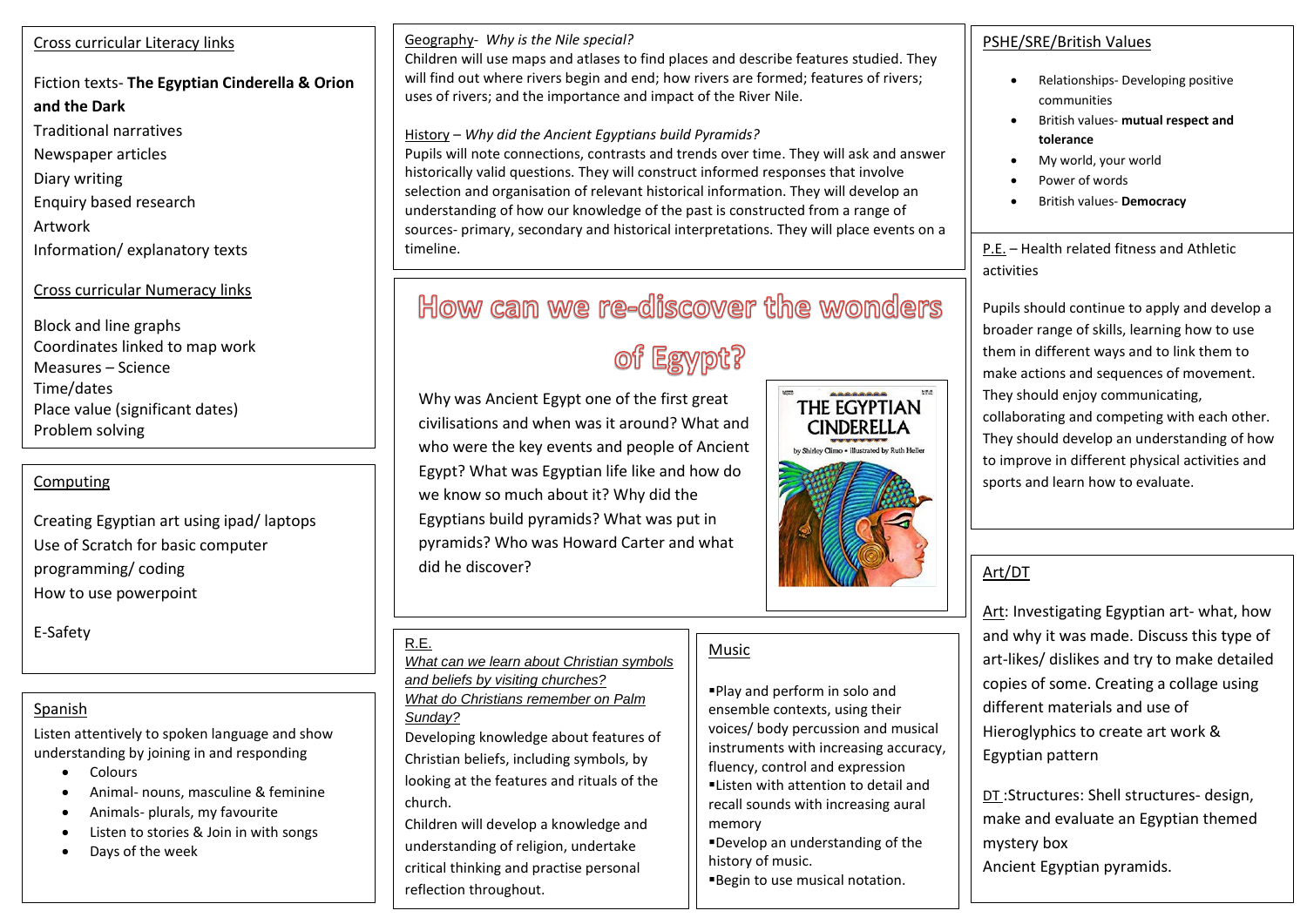## Cross curricular Literacy links

Fiction texts- **The Egyptian Cinderella & Orion and the Dark**
Traditional narratives
Newspaper articles
Diary writing
Enquiry based research
Artwork
Information/ explanatory texts

## Cross curricular Numeracy links

Block and line graphs
Coordinates linked to map work
Measures – Science
Time/dates
Place value (significant dates)
Problem solving

## Computing

Creating Egyptian art using ipad/ laptops
Use of Scratch for basic computer programming/ coding
How to use powerpoint

E-Safety

## Spanish

Listen attentively to spoken language and show understanding by joining in and responding

- Colours
- Animal- nouns, masculine & feminine
- Animals- plurals, my favourite
- Listen to stories & Join in with songs
- Days of the week

## Geography- *Why is the Nile special?*

Children will use maps and atlases to find places and describe features studied. They will find out where rivers begin and end; how rivers are formed; features of rivers; uses of rivers; and the importance and impact of the River Nile.

## History – *Why did the Ancient Egyptians build Pyramids?*

Pupils will note connections, contrasts and trends over time. They will ask and answer historically valid questions. They will construct informed responses that involve selection and organisation of relevant historical information. They will develop an understanding of how our knowledge of the past is constructed from a range of sources- primary, secondary and historical interpretations. They will place events on a timeline.

# How can we re-discover the wonders of Egypt?

Why was Ancient Egypt one of the first great civilisations and when was it around? What and who were the key events and people of Ancient Egypt? What was Egyptian life like and how do we know so much about it? Why did the Egyptians build pyramids? What was put in pyramids? Who was Howard Carter and what did he discover?

THE EGYPTIAN CINDERELLA
by Shirley Climo • illustrated by Ruth Heller

## R.E.

*What can we learn about Christian symbols and beliefs by visiting churches?*
*What do Christians remember on Palm Sunday?*

Developing knowledge about features of Christian beliefs, including symbols, by looking at the features and rituals of the church.
Children will develop a knowledge and understanding of religion, undertake critical thinking and practise personal reflection throughout.

## Music

- Play and perform in solo and ensemble contexts, using their voices/ body percussion and musical instruments with increasing accuracy, fluency, control and expression
- Listen with attention to detail and recall sounds with increasing aural memory
- Develop an understanding of the history of music.
- Begin to use musical notation.

## PSHE/SRE/British Values

- Relationships- Developing positive communities
- British values- **mutual respect and tolerance**
- My world, your world
- Power of words
- British values- **Democracy**

## P.E. – Health related fitness and Athletic activities

Pupils should continue to apply and develop a broader range of skills, learning how to use them in different ways and to link them to make actions and sequences of movement. They should enjoy communicating, collaborating and competing with each other. They should develop an understanding of how to improve in different physical activities and sports and learn how to evaluate.

## Art/DT

Art: Investigating Egyptian art- what, how and why it was made. Discuss this type of art-likes/ dislikes and try to make detailed copies of some. Creating a collage using different materials and use of Hieroglyphics to create art work & Egyptian pattern

DT :Structures: Shell structures- design, make and evaluate an Egyptian themed mystery box
Ancient Egyptian pyramids.